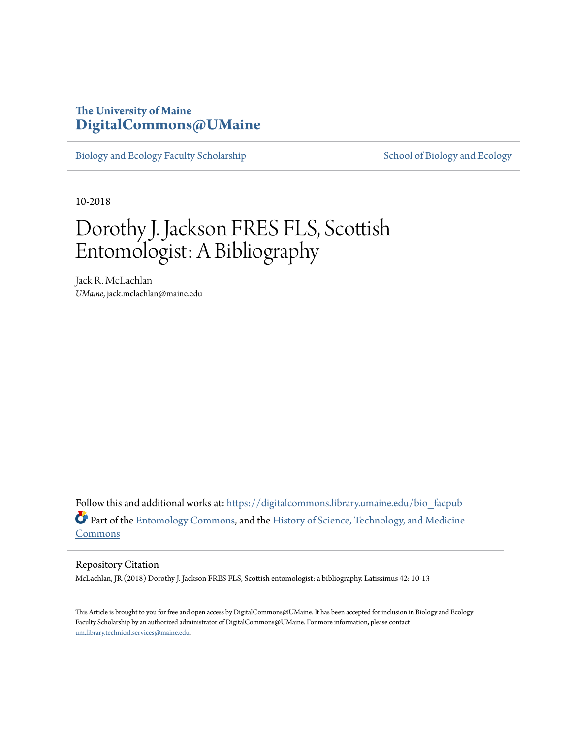The University of Maine
**DigitalCommons@UMaine**

Biology and Ecology Faculty Scholarship | School of Biology and Ecology

10-2018

# Dorothy J. Jackson FRES FLS, Scottish Entomologist: A Bibliography

Jack R. McLachlan
*UMaine*, jack.mclachlan@maine.edu

Follow this and additional works at: https://digitalcommons.library.umaine.edu/bio_facpub

Part of the Entomology Commons, and the History of Science, Technology, and Medicine Commons

## Repository Citation

McLachlan, JR (2018) Dorothy J. Jackson FRES FLS, Scottish entomologist: a bibliography. Latissimus 42: 10-13

This Article is brought to you for free and open access by DigitalCommons@UMaine. It has been accepted for inclusion in Biology and Ecology Faculty Scholarship by an authorized administrator of DigitalCommons@UMaine. For more information, please contact um.library.technical.services@maine.edu.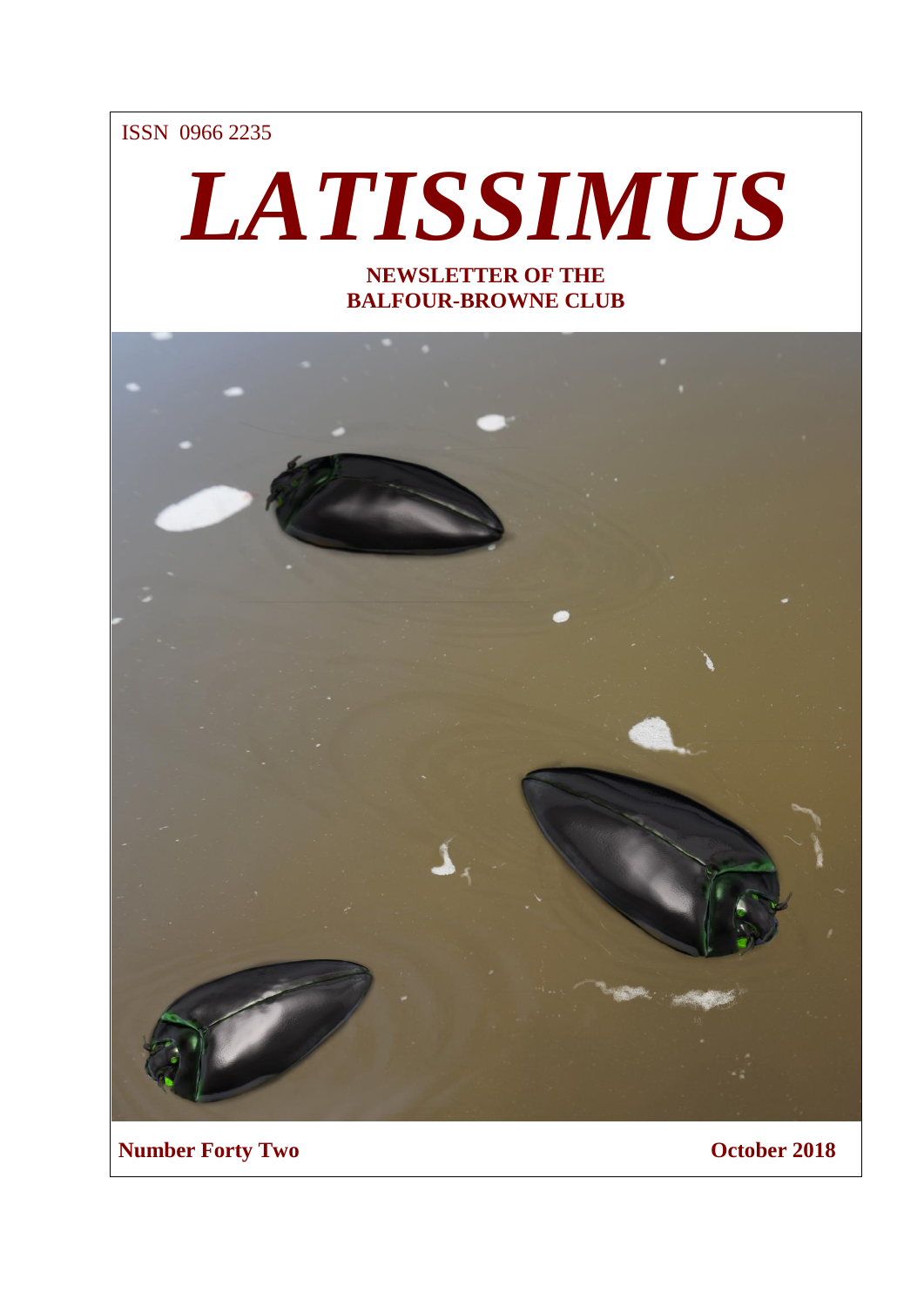ISSN 0966 2235

# LATISSIMUS

**NEWSLETTER OF THE BALFOUR-BROWNE CLUB**

**Number Forty Two** **October 2018**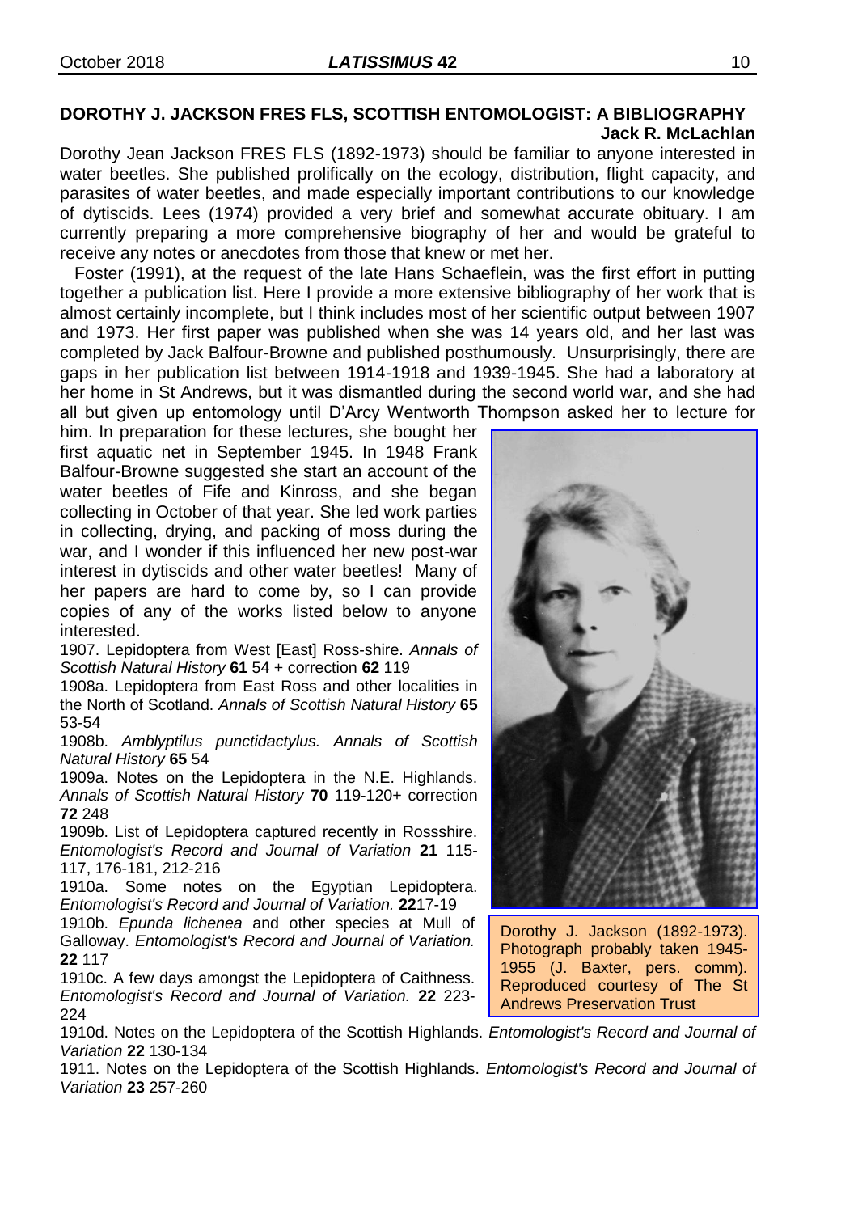## DOROTHY J. JACKSON FRES FLS, SCOTTISH ENTOMOLOGIST: A BIBLIOGRAPHY

**Jack R. McLachlan**

Dorothy Jean Jackson FRES FLS (1892-1973) should be familiar to anyone interested in water beetles. She published prolifically on the ecology, distribution, flight capacity, and parasites of water beetles, and made especially important contributions to our knowledge of dytiscids. Lees (1974) provided a very brief and somewhat accurate obituary. I am currently preparing a more comprehensive biography of her and would be grateful to receive any notes or anecdotes from those that knew or met her.

Foster (1991), at the request of the late Hans Schaeflein, was the first effort in putting together a publication list. Here I provide a more extensive bibliography of her work that is almost certainly incomplete, but I think includes most of her scientific output between 1907 and 1973. Her first paper was published when she was 14 years old, and her last was completed by Jack Balfour-Browne and published posthumously. Unsurprisingly, there are gaps in her publication list between 1914-1918 and 1939-1945. She had a laboratory at her home in St Andrews, but it was dismantled during the second world war, and she had all but given up entomology until D'Arcy Wentworth Thompson asked her to lecture for him. In preparation for these lectures, she bought her first aquatic net in September 1945. In 1948 Frank Balfour-Browne suggested she start an account of the water beetles of Fife and Kinross, and she began collecting in October of that year. She led work parties in collecting, drying, and packing of moss during the war, and I wonder if this influenced her new post-war interest in dytiscids and other water beetles! Many of her papers are hard to come by, so I can provide copies of any of the works listed below to anyone interested.

Dorothy J. Jackson (1892-1973). Photograph probably taken 1945-1955 (J. Baxter, pers. comm). Reproduced courtesy of The St Andrews Preservation Trust

1907. Lepidoptera from West [East] Ross-shire. *Annals of Scottish Natural History* **61** 54 + correction **62** 119

1908a. Lepidoptera from East Ross and other localities in the North of Scotland. *Annals of Scottish Natural History* **65** 53-54

1908b. *Amblyptilus punctidactylus. Annals of Scottish Natural History* **65** 54

1909a. Notes on the Lepidoptera in the N.E. Highlands. *Annals of Scottish Natural History* **70** 119-120+ correction **72** 248

1909b. List of Lepidoptera captured recently in Rossshire. *Entomologist's Record and Journal of Variation* **21** 115-117, 176-181, 212-216

1910a. Some notes on the Egyptian Lepidoptera. *Entomologist's Record and Journal of Variation.* **22**17-19

1910b. *Epunda lichenea* and other species at Mull of Galloway. *Entomologist's Record and Journal of Variation.* **22** 117

1910c. A few days amongst the Lepidoptera of Caithness. *Entomologist's Record and Journal of Variation.* **22** 223-224

1910d. Notes on the Lepidoptera of the Scottish Highlands. *Entomologist's Record and Journal of Variation* **22** 130-134

1911. Notes on the Lepidoptera of the Scottish Highlands. *Entomologist's Record and Journal of Variation* **23** 257-260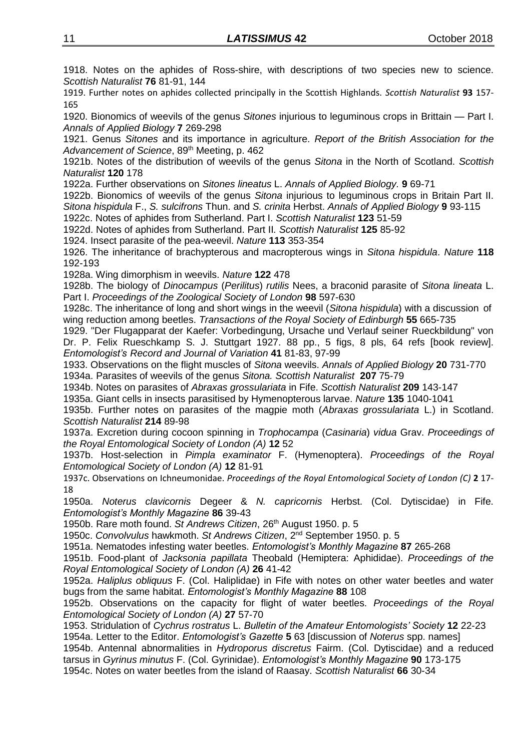1918. Notes on the aphides of Ross-shire, with descriptions of two species new to science. *Scottish Naturalist* **76** 81-91, 144

1919. Further notes on aphides collected principally in the Scottish Highlands. *Scottish Naturalist* **93** 157-165

1920. Bionomics of weevils of the genus *Sitones* injurious to leguminous crops in Brittain — Part I. *Annals of Applied Biology* **7** 269-298

1921. Genus *Sitones* and its importance in agriculture. *Report of the British Association for the Advancement of Science*, 89th Meeting, p. 462

1921b. Notes of the distribution of weevils of the genus *Sitona* in the North of Scotland. *Scottish Naturalist* **120** 178

1922a. Further observations on *Sitones lineatus* L. *Annals of Applied Biology.* **9** 69-71

1922b. Bionomics of weevils of the genus *Sitona* injurious to leguminous crops in Britain Part II. *Sitona hispidula* F., *S. sulcifrons* Thun. and *S. crinita* Herbst. *Annals of Applied Biology* **9** 93-115

1922c. Notes of aphides from Sutherland. Part I. *Scottish Naturalist* **123** 51-59

1922d. Notes of aphides from Sutherland. Part II*. Scottish Naturalist* **125** 85-92

1924. Insect parasite of the pea-weevil. *Nature* **113** 353-354

1926. The inheritance of brachypterous and macropterous wings in *Sitona hispidula*. *Nature* **118** 192-193

1928a. Wing dimorphism in weevils. *Nature* **122** 478

1928b. The biology of *Dinocampus* (*Perilitus*) *rutilis* Nees, a braconid parasite of *Sitona lineata* L. Part I. *Proceedings of the Zoological Society of London* **98** 597-630

1928c. The inheritance of long and short wings in the weevil (*Sitona hispidula*) with a discussion of wing reduction among beetles. *Transactions of the Royal Society of Edinburgh* **55** 665-735

1929. "Der Flugapparat der Kaefer: Vorbedingung, Ursache und Verlauf seiner Rueckbildung" von Dr. P. Felix Rueschkamp S. J. Stuttgart 1927. 88 pp., 5 figs, 8 pls, 64 refs [book review]. *Entomologist's Record and Journal of Variation* **41** 81-83, 97-99

1933. Observations on the flight muscles of *Sitona* weevils. *Annals of Applied Biology* **20** 731-770

1934a. Parasites of weevils of the genus *Sitona. Scottish Naturalist* **207** 75-79

1934b. Notes on parasites of *Abraxas grossulariata* in Fife. *Scottish Naturalist* **209** 143-147

1935a. Giant cells in insects parasitised by Hymenopterous larvae. *Nature* **135** 1040-1041

1935b. Further notes on parasites of the magpie moth (*Abraxas grossulariata* L.) in Scotland. *Scottish Naturalist* **214** 89-98

1937a. Excretion during cocoon spinning in *Trophocampa* (*Casinaria*) *vidua* Grav. *Proceedings of the Royal Entomological Society of London (A)* **12** 52

1937b. Host-selection in *Pimpla examinator* F. (Hymenoptera). *Proceedings of the Royal Entomological Society of London (A)* **12** 81-91

1937c. Observations on Ichneumonidae. *Proceedings of the Royal Entomological Society of London (C)* **2** 17-18

1950a. *Noterus clavicornis* Degeer & *N. capricornis* Herbst. (Col. Dytiscidae) in Fife. *Entomologist's Monthly Magazine* **86** 39-43

1950b. Rare moth found. *St Andrews Citizen*, 26th August 1950. p. 5

1950c. *Convolvulus* hawkmoth. *St Andrews Citizen*, 2nd September 1950. p. 5

1951a. Nematodes infesting water beetles. *Entomologist's Monthly Magazine* **87** 265-268

1951b. Food-plant of *Jacksonia papillata* Theobald (Hemiptera: Aphididae). *Proceedings of the Royal Entomological Society of London (A)* **26** 41-42

1952a. *Haliplus obliquus* F. (Col. Haliplidae) in Fife with notes on other water beetles and water bugs from the same habitat. *Entomologist's Monthly Magazine* **88** 108

1952b. Observations on the capacity for flight of water beetles. *Proceedings of the Royal Entomological Society of London (A)* **27** 57-70

1953. Stridulation of *Cychrus rostratus* L. *Bulletin of the Amateur Entomologists' Society* **12** 22-23

1954a. Letter to the Editor. *Entomologist's Gazette* **5** 63 [discussion of *Noterus* spp. names]

1954b. Antennal abnormalities in *Hydroporus discretus* Fairm. (Col. Dytiscidae) and a reduced tarsus in *Gyrinus minutus* F. (Col. Gyrinidae). *Entomologist's Monthly Magazine* **90** 173-175

1954c. Notes on water beetles from the island of Raasay. *Scottish Naturalist* **66** 30-34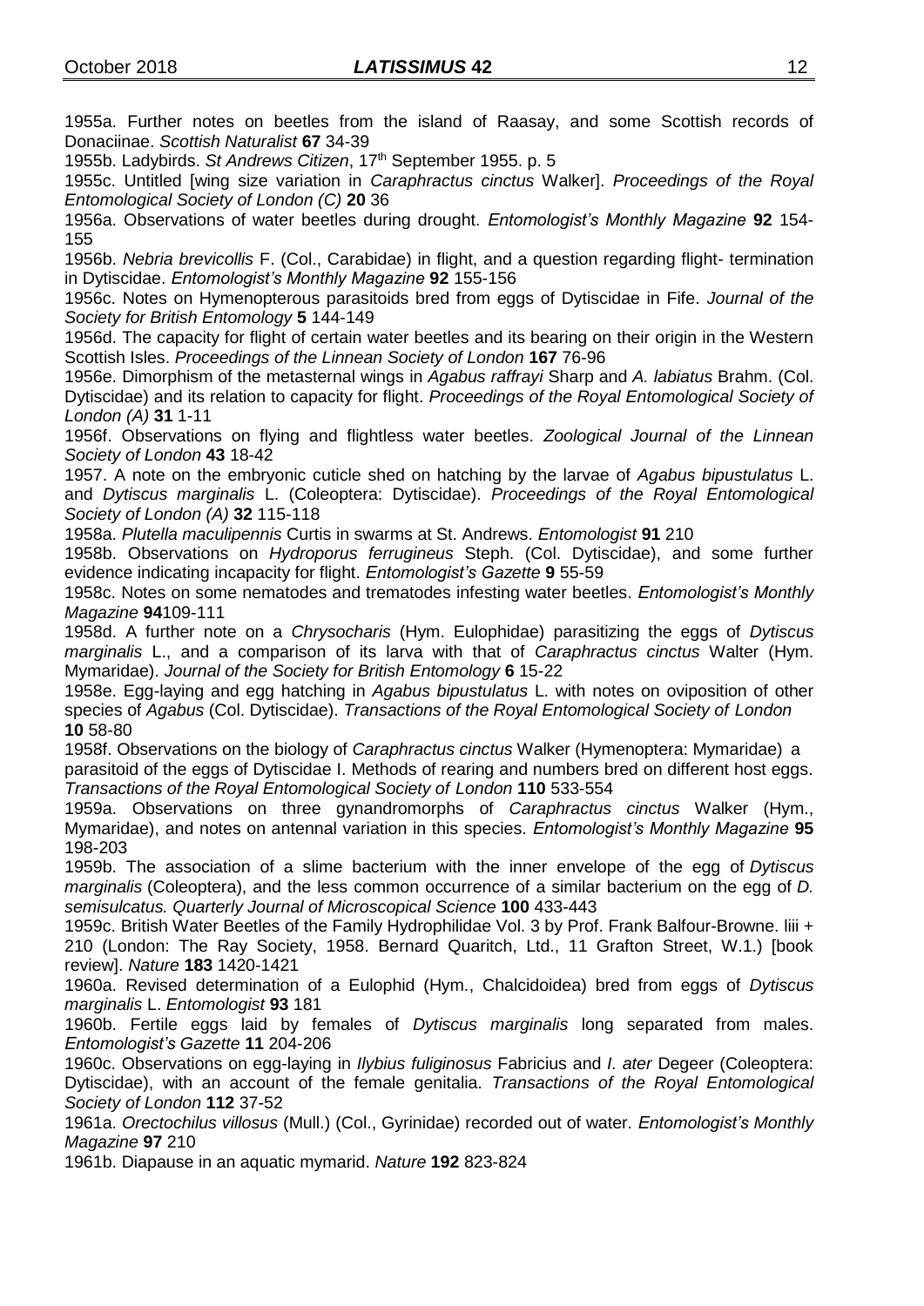1955a. Further notes on beetles from the island of Raasay, and some Scottish records of Donaciinae. *Scottish Naturalist* **67** 34-39

1955b. Ladybirds. *St Andrews Citizen*, 17th September 1955. p. 5

1955c. Untitled [wing size variation in *Caraphractus cinctus* Walker]. *Proceedings of the Royal Entomological Society of London (C)* **20** 36

1956a. Observations of water beetles during drought. *Entomologist's Monthly Magazine* **92** 154-155

1956b. *Nebria brevicollis* F. (Col., Carabidae) in flight, and a question regarding flight- termination in Dytiscidae. *Entomologist's Monthly Magazine* **92** 155-156

1956c. Notes on Hymenopterous parasitoids bred from eggs of Dytiscidae in Fife. *Journal of the Society for British Entomology* **5** 144-149

1956d. The capacity for flight of certain water beetles and its bearing on their origin in the Western Scottish Isles. *Proceedings of the Linnean Society of London* **167** 76-96

1956e. Dimorphism of the metasternal wings in *Agabus raffrayi* Sharp and *A. labiatus* Brahm. (Col. Dytiscidae) and its relation to capacity for flight. *Proceedings of the Royal Entomological Society of London (A)* **31** 1-11

1956f. Observations on flying and flightless water beetles. *Zoological Journal of the Linnean Society of London* **43** 18-42

1957. A note on the embryonic cuticle shed on hatching by the larvae of *Agabus bipustulatus* L. and *Dytiscus marginalis* L. (Coleoptera: Dytiscidae). *Proceedings of the Royal Entomological Society of London (A)* **32** 115-118

1958a. *Plutella maculipennis* Curtis in swarms at St. Andrews. *Entomologist* **91** 210

1958b. Observations on *Hydroporus ferrugineus* Steph. (Col. Dytiscidae), and some further evidence indicating incapacity for flight. *Entomologist's Gazette* **9** 55-59

1958c. Notes on some nematodes and trematodes infesting water beetles. *Entomologist's Monthly Magazine* **94**109-111

1958d. A further note on a *Chrysocharis* (Hym. Eulophidae) parasitizing the eggs of *Dytiscus marginalis* L., and a comparison of its larva with that of *Caraphractus cinctus* Walter (Hym. Mymaridae). *Journal of the Society for British Entomology* **6** 15-22

1958e. Egg-laying and egg hatching in *Agabus bipustulatus* L. with notes on oviposition of other species of *Agabus* (Col. Dytiscidae). *Transactions of the Royal Entomological Society of London* **10** 58-80

1958f. Observations on the biology of *Caraphractus cinctus* Walker (Hymenoptera: Mymaridae) a parasitoid of the eggs of Dytiscidae I. Methods of rearing and numbers bred on different host eggs. *Transactions of the Royal Entomological Society of London* **110** 533-554

1959a. Observations on three gynandromorphs of *Caraphractus cinctus* Walker (Hym., Mymaridae), and notes on antennal variation in this species. *Entomologist's Monthly Magazine* **95** 198-203

1959b. The association of a slime bacterium with the inner envelope of the egg of *Dytiscus marginalis* (Coleoptera), and the less common occurrence of a similar bacterium on the egg of *D. semisulcatus. Quarterly Journal of Microscopical Science* **100** 433-443

1959c. British Water Beetles of the Family Hydrophilidae Vol. 3 by Prof. Frank Balfour-Browne. liii + 210 (London: The Ray Society, 1958. Bernard Quaritch, Ltd., 11 Grafton Street, W.1.) [book review]. *Nature* **183** 1420-1421

1960a. Revised determination of a Eulophid (Hym., Chalcidoidea) bred from eggs of *Dytiscus marginalis* L. *Entomologist* **93** 181

1960b. Fertile eggs laid by females of *Dytiscus marginalis* long separated from males. *Entomologist's Gazette* **11** 204-206

1960c. Observations on egg-laying in *Ilybius fuliginosus* Fabricius and *I. ater* Degeer (Coleoptera: Dytiscidae), with an account of the female genitalia. *Transactions of the Royal Entomological Society of London* **112** 37-52

1961a. *Orectochilus villosus* (Mull.) (Col., Gyrinidae) recorded out of water. *Entomologist's Monthly Magazine* **97** 210

1961b. Diapause in an aquatic mymarid. *Nature* **192** 823-824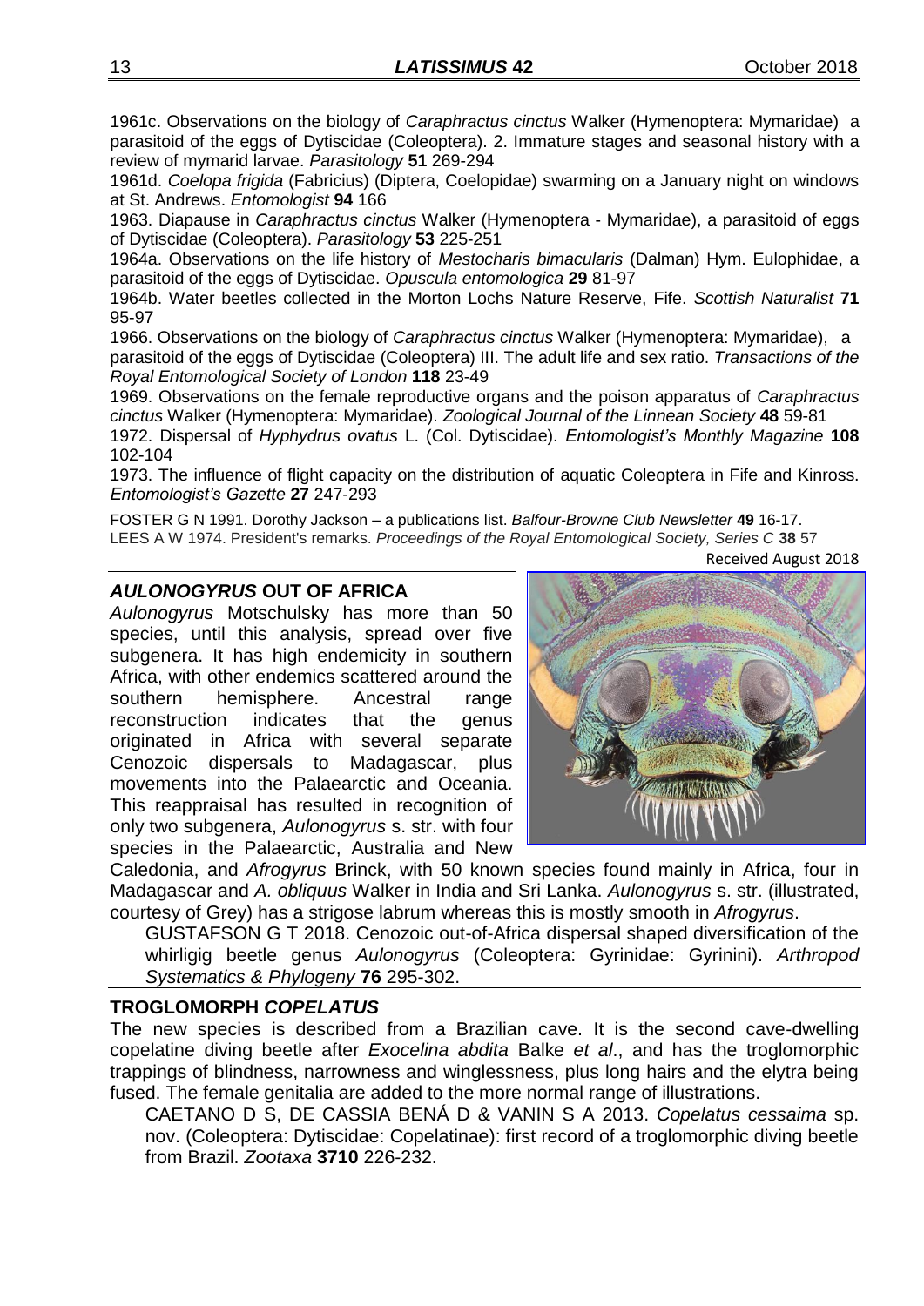1961c. Observations on the biology of *Caraphractus cinctus* Walker (Hymenoptera: Mymaridae) a parasitoid of the eggs of Dytiscidae (Coleoptera). 2. Immature stages and seasonal history with a review of mymarid larvae. *Parasitology* **51** 269-294

1961d. *Coelopa frigida* (Fabricius) (Diptera, Coelopidae) swarming on a January night on windows at St. Andrews. *Entomologist* **94** 166

1963. Diapause in *Caraphractus cinctus* Walker (Hymenoptera - Mymaridae), a parasitoid of eggs of Dytiscidae (Coleoptera). *Parasitology* **53** 225-251

1964a. Observations on the life history of *Mestocharis bimacularis* (Dalman) Hym. Eulophidae, a parasitoid of the eggs of Dytiscidae. *Opuscula entomologica* **29** 81-97

1964b. Water beetles collected in the Morton Lochs Nature Reserve, Fife. *Scottish Naturalist* **71** 95-97

1966. Observations on the biology of *Caraphractus cinctus* Walker (Hymenoptera: Mymaridae), a parasitoid of the eggs of Dytiscidae (Coleoptera) III. The adult life and sex ratio. *Transactions of the Royal Entomological Society of London* **118** 23-49

1969. Observations on the female reproductive organs and the poison apparatus of *Caraphractus cinctus* Walker (Hymenoptera: Mymaridae). *Zoological Journal of the Linnean Society* **48** 59-81

1972. Dispersal of *Hyphydrus ovatus* L. (Col. Dytiscidae). *Entomologist's Monthly Magazine* **108** 102-104

1973. The influence of flight capacity on the distribution of aquatic Coleoptera in Fife and Kinross. *Entomologist's Gazette* **27** 247-293

FOSTER G N 1991. Dorothy Jackson – a publications list. *Balfour-Browne Club Newsletter* **49** 16-17.

LEES A W 1974. President's remarks. *Proceedings of the Royal Entomological Society, Series C* **38** 57

Received August 2018

## *AULONOGYRUS* OUT OF AFRICA

*Aulonogyrus* Motschulsky has more than 50 species, until this analysis, spread over five subgenera. It has high endemicity in southern Africa, with other endemics scattered around the southern hemisphere. Ancestral range reconstruction indicates that the genus originated in Africa with several separate Cenozoic dispersals to Madagascar, plus movements into the Palaearctic and Oceania. This reappraisal has resulted in recognition of only two subgenera, *Aulonogyrus* s. str. with four species in the Palaearctic, Australia and New Caledonia, and *Afrogyrus* Brinck, with 50 known species found mainly in Africa, four in Madagascar and *A. obliquus* Walker in India and Sri Lanka. *Aulonogyrus* s. str. (illustrated, courtesy of Grey) has a strigose labrum whereas this is mostly smooth in *Afrogyrus*.

GUSTAFSON G T 2018. Cenozoic out-of-Africa dispersal shaped diversification of the whirligig beetle genus *Aulonogyrus* (Coleoptera: Gyrinidae: Gyrinini). *Arthropod Systematics & Phylogeny* **76** 295-302.

## TROGLOMORPH *COPELATUS*

The new species is described from a Brazilian cave. It is the second cave-dwelling copelatine diving beetle after *Exocelina abdita* Balke *et al*., and has the troglomorphic trappings of blindness, narrowness and winglessness, plus long hairs and the elytra being fused. The female genitalia are added to the more normal range of illustrations.

CAETANO D S, DE CASSIA BENÁ D & VANIN S A 2013. *Copelatus cessaima* sp. nov. (Coleoptera: Dytiscidae: Copelatinae): first record of a troglomorphic diving beetle from Brazil. *Zootaxa* **3710** 226-232.